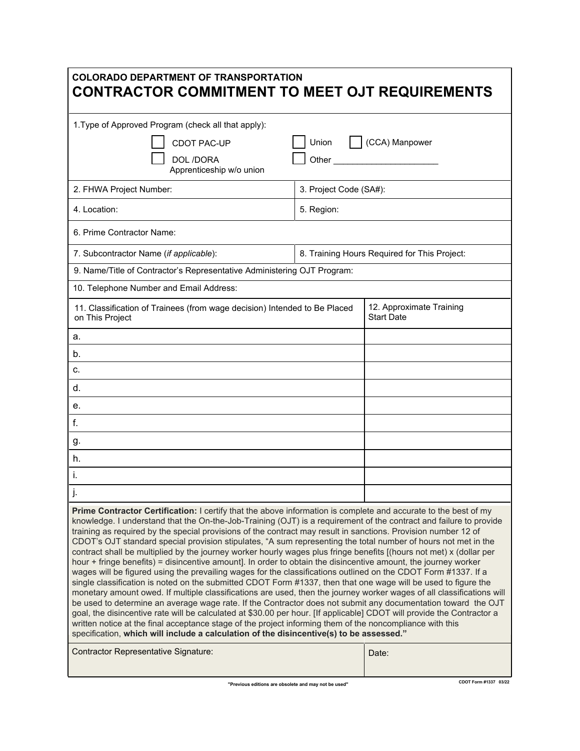COLORADO DEPARTMENT OF TRANSPORTATION

# CONTRACTOR COMMITMENT TO MEET OJT REQUIREMENTS

1.Type of Approved Program (check all that apply):

- ☐ CDOT PAC-UP
- ☐ DOL /DORA Apprenticeship w/o union
- ☐ Union
- ☐ (CCA) Manpower
- ☐ Other ______________________

| 2. FHWA Project Number: | 3. Project Code (SA#): |
|---|---|
| 4. Location: | 5. Region: |
| 6. Prime Contractor Name: | |
| 7. Subcontractor Name (*if applicable*): | 8. Training Hours Required for This Project: |
| 9. Name/Title of Contractor's Representative Administering OJT Program: | |
| 10. Telephone Number and Email Address: | |

| 11. Classification of Trainees (from wage decision) Intended to Be Placed on This Project | 12. Approximate Training Start Date |
|---|---|
| a. | |
| b. | |
| c. | |
| d. | |
| e. | |
| f. | |
| g. | |
| h. | |
| i. | |
| j. | |

**Prime Contractor Certification:** I certify that the above information is complete and accurate to the best of my knowledge. I understand that the On-the-Job-Training (OJT) is a requirement of the contract and failure to provide training as required by the special provisions of the contract may result in sanctions. Provision number 12 of CDOT's OJT standard special provision stipulates, "A sum representing the total number of hours not met in the contract shall be multiplied by the journey worker hourly wages plus fringe benefits [(hours not met) x (dollar per hour + fringe benefits) = disincentive amount]. In order to obtain the disincentive amount, the journey worker wages will be figured using the prevailing wages for the classifications outlined on the CDOT Form #1337. If a single classification is noted on the submitted CDOT Form #1337, then that one wage will be used to figure the monetary amount owed. If multiple classifications are used, then the journey worker wages of all classifications will be used to determine an average wage rate. If the Contractor does not submit any documentation toward the OJT goal, the disincentive rate will be calculated at $30.00 per hour. [If applicable] CDOT will provide the Contractor a written notice at the final acceptance stage of the project informing them of the noncompliance with this specification, **which will include a calculation of the disincentive(s) to be assessed."**

| Contractor Representative Signature: | Date: |
|---|---|

"Previous editions are obsolete and may not be used"

CDOT Form #1337 03/22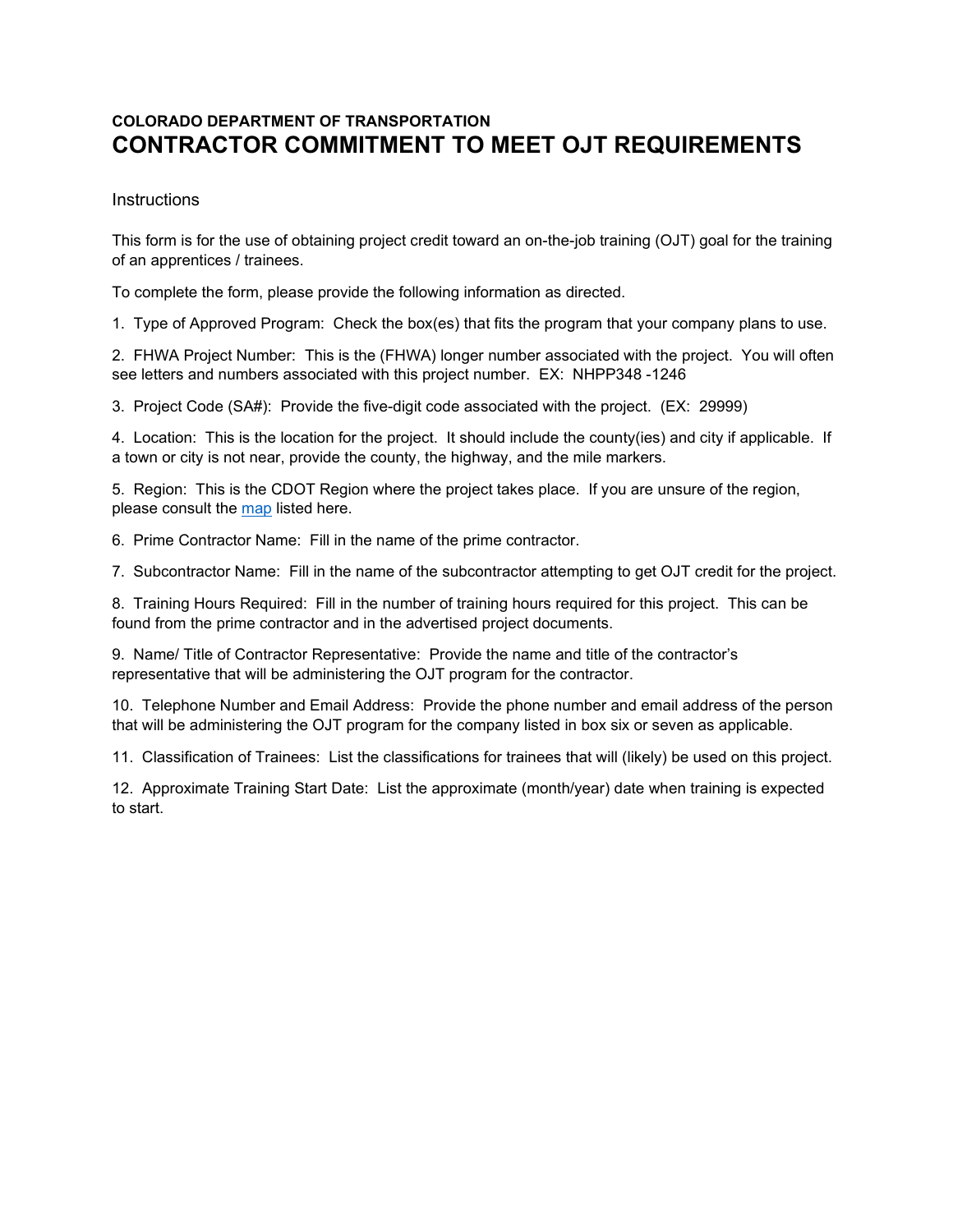**COLORADO DEPARTMENT OF TRANSPORTATION**

# CONTRACTOR COMMITMENT TO MEET OJT REQUIREMENTS

Instructions

This form is for the use of obtaining project credit toward an on-the-job training (OJT) goal for the training of an apprentices / trainees.

To complete the form, please provide the following information as directed.

1. Type of Approved Program: Check the box(es) that fits the program that your company plans to use.

2. FHWA Project Number: This is the (FHWA) longer number associated with the project. You will often see letters and numbers associated with this project number. EX: NHPP348 -1246

3. Project Code (SA#): Provide the five-digit code associated with the project. (EX: 29999)

4. Location: This is the location for the project. It should include the county(ies) and city if applicable. If a town or city is not near, provide the county, the highway, and the mile markers.

5. Region: This is the CDOT Region where the project takes place. If you are unsure of the region, please consult the map listed here.

6. Prime Contractor Name: Fill in the name of the prime contractor.

7. Subcontractor Name: Fill in the name of the subcontractor attempting to get OJT credit for the project.

8. Training Hours Required: Fill in the number of training hours required for this project. This can be found from the prime contractor and in the advertised project documents.

9. Name/ Title of Contractor Representative: Provide the name and title of the contractor's representative that will be administering the OJT program for the contractor.

10. Telephone Number and Email Address: Provide the phone number and email address of the person that will be administering the OJT program for the company listed in box six or seven as applicable.

11. Classification of Trainees: List the classifications for trainees that will (likely) be used on this project.

12. Approximate Training Start Date: List the approximate (month/year) date when training is expected to start.